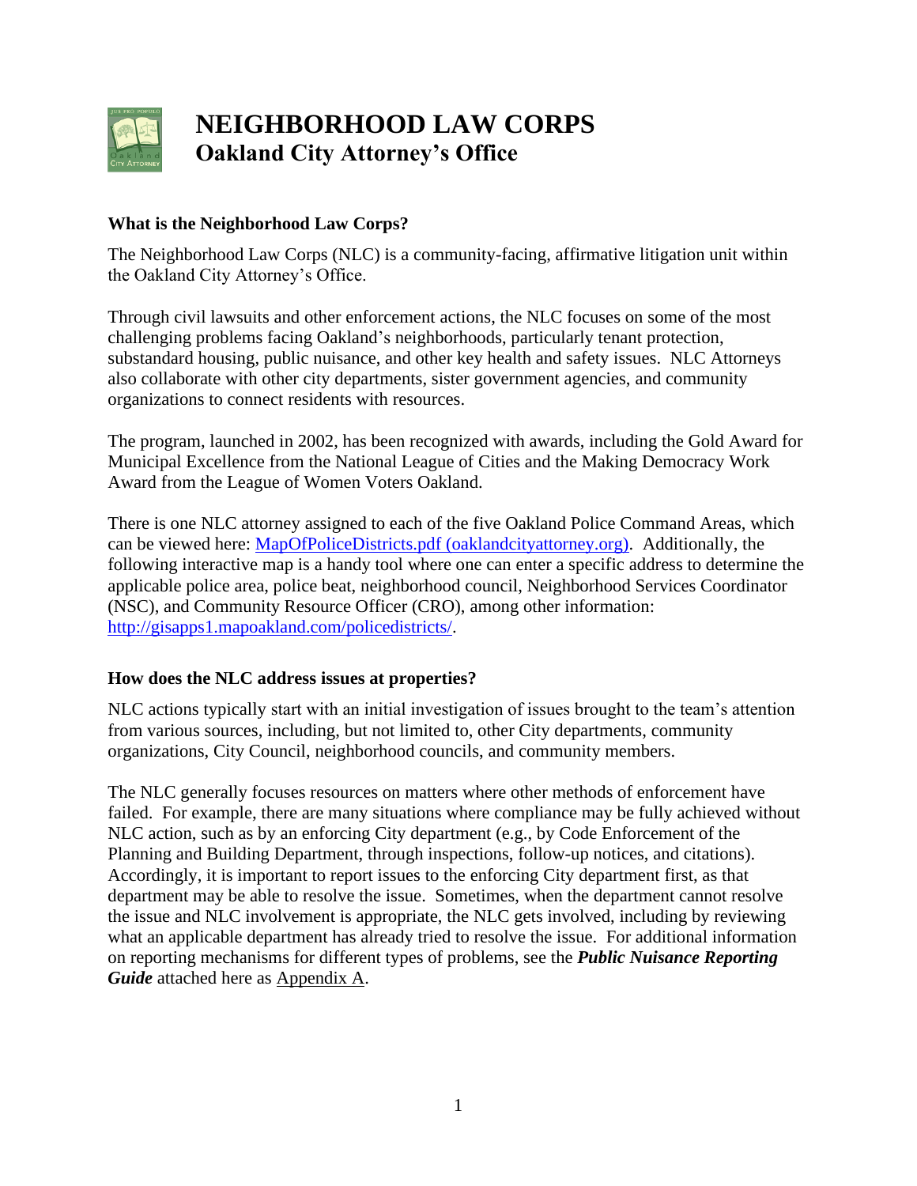# NEIGHBORHOOD LAW CORPS
## Oakland City Attorney's Office

### What is the Neighborhood Law Corps?

The Neighborhood Law Corps (NLC) is a community-facing, affirmative litigation unit within the Oakland City Attorney's Office.

Through civil lawsuits and other enforcement actions, the NLC focuses on some of the most challenging problems facing Oakland's neighborhoods, particularly tenant protection, substandard housing, public nuisance, and other key health and safety issues. NLC Attorneys also collaborate with other city departments, sister government agencies, and community organizations to connect residents with resources.

The program, launched in 2002, has been recognized with awards, including the Gold Award for Municipal Excellence from the National League of Cities and the Making Democracy Work Award from the League of Women Voters Oakland.

There is one NLC attorney assigned to each of the five Oakland Police Command Areas, which can be viewed here: [MapOfPoliceDistricts.pdf (oaklandcityattorney.org)](MapOfPoliceDistricts.pdf). Additionally, the following interactive map is a handy tool where one can enter a specific address to determine the applicable police area, police beat, neighborhood council, Neighborhood Services Coordinator (NSC), and Community Resource Officer (CRO), among other information: [http://gisapps1.mapoakland.com/policedistricts/](http://gisapps1.mapoakland.com/policedistricts/).

### How does the NLC address issues at properties?

NLC actions typically start with an initial investigation of issues brought to the team's attention from various sources, including, but not limited to, other City departments, community organizations, City Council, neighborhood councils, and community members.

The NLC generally focuses resources on matters where other methods of enforcement have failed. For example, there are many situations where compliance may be fully achieved without NLC action, such as by an enforcing City department (e.g., by Code Enforcement of the Planning and Building Department, through inspections, follow-up notices, and citations). Accordingly, it is important to report issues to the enforcing City department first, as that department may be able to resolve the issue. Sometimes, when the department cannot resolve the issue and NLC involvement is appropriate, the NLC gets involved, including by reviewing what an applicable department has already tried to resolve the issue. For additional information on reporting mechanisms for different types of problems, see the ***Public Nuisance Reporting Guide*** attached here as Appendix A.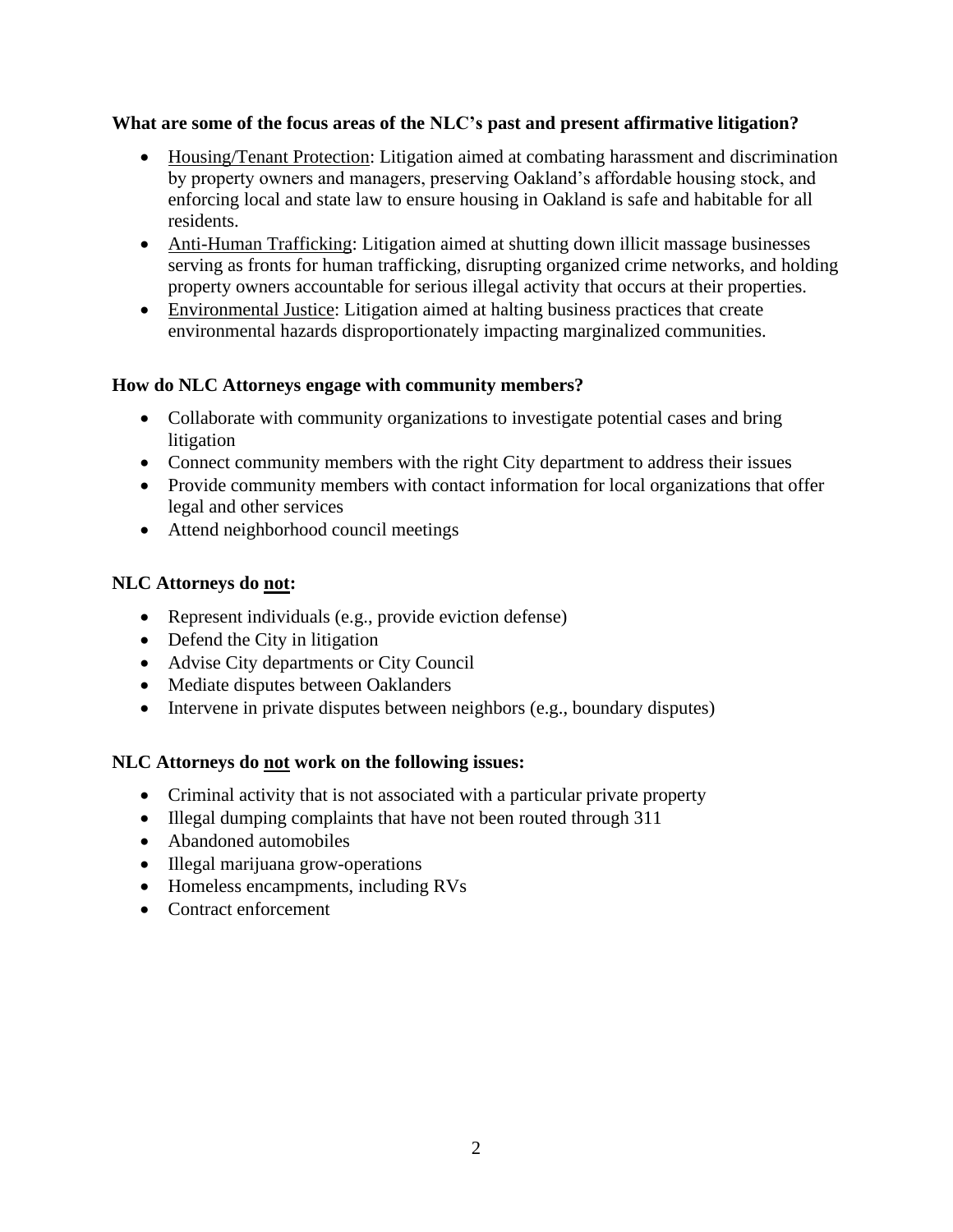**What are some of the focus areas of the NLC's past and present affirmative litigation?**

- Housing/Tenant Protection: Litigation aimed at combating harassment and discrimination by property owners and managers, preserving Oakland's affordable housing stock, and enforcing local and state law to ensure housing in Oakland is safe and habitable for all residents.
- Anti-Human Trafficking: Litigation aimed at shutting down illicit massage businesses serving as fronts for human trafficking, disrupting organized crime networks, and holding property owners accountable for serious illegal activity that occurs at their properties.
- Environmental Justice: Litigation aimed at halting business practices that create environmental hazards disproportionately impacting marginalized communities.

**How do NLC Attorneys engage with community members?**

- Collaborate with community organizations to investigate potential cases and bring litigation
- Connect community members with the right City department to address their issues
- Provide community members with contact information for local organizations that offer legal and other services
- Attend neighborhood council meetings

**NLC Attorneys do not:**

- Represent individuals (e.g., provide eviction defense)
- Defend the City in litigation
- Advise City departments or City Council
- Mediate disputes between Oaklanders
- Intervene in private disputes between neighbors (e.g., boundary disputes)

**NLC Attorneys do not work on the following issues:**

- Criminal activity that is not associated with a particular private property
- Illegal dumping complaints that have not been routed through 311
- Abandoned automobiles
- Illegal marijuana grow-operations
- Homeless encampments, including RVs
- Contract enforcement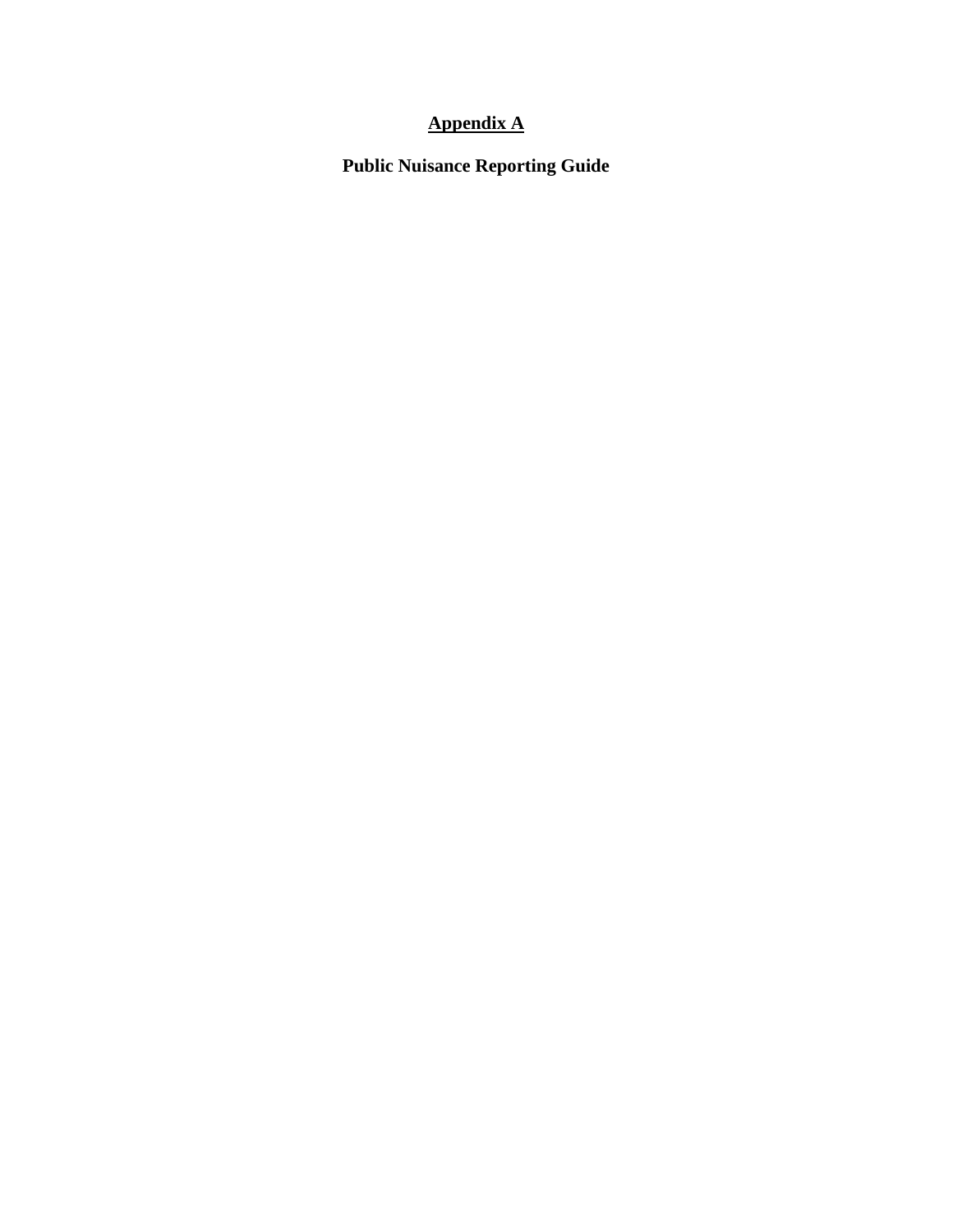# Appendix A

## Public Nuisance Reporting Guide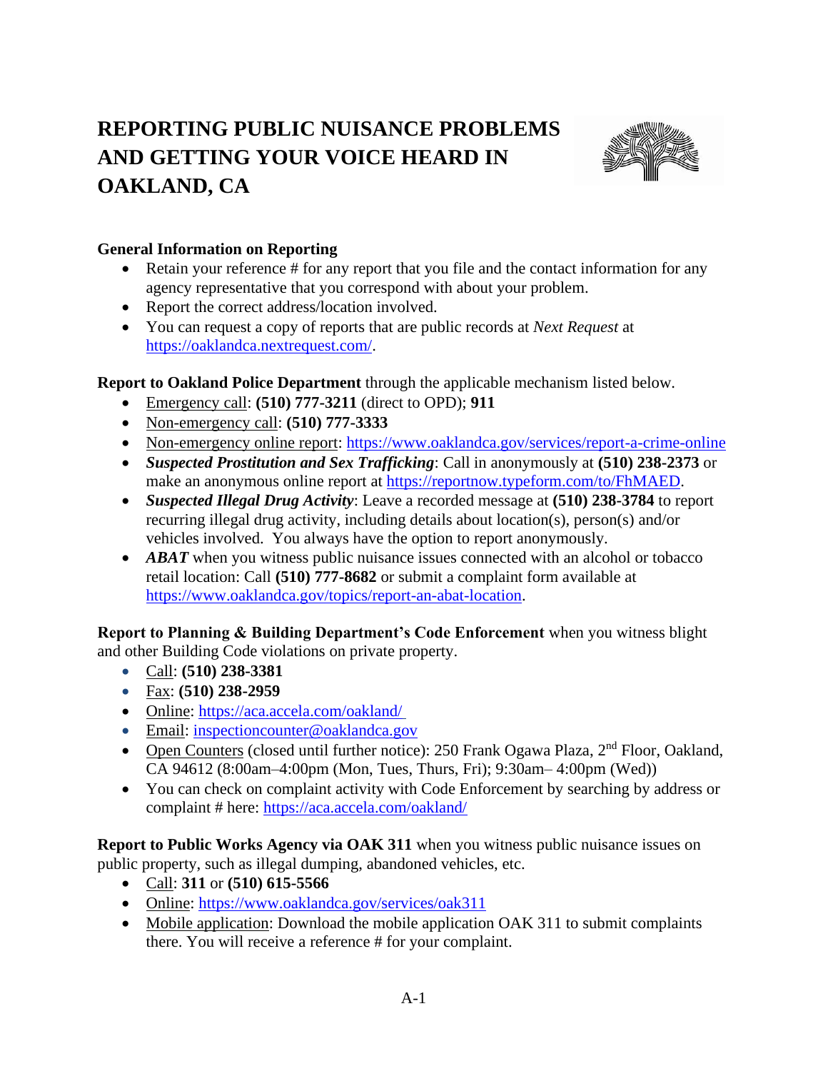# REPORTING PUBLIC NUISANCE PROBLEMS AND GETTING YOUR VOICE HEARD IN OAKLAND, CA

**General Information on Reporting**

- Retain your reference # for any report that you file and the contact information for any agency representative that you correspond with about your problem.
- Report the correct address/location involved.
- You can request a copy of reports that are public records at *Next Request* at https://oaklandca.nextrequest.com/.

**Report to Oakland Police Department** through the applicable mechanism listed below.

- Emergency call: **(510) 777-3211** (direct to OPD); **911**
- Non-emergency call: **(510) 777-3333**
- Non-emergency online report: https://www.oaklandca.gov/services/report-a-crime-online
- ***Suspected Prostitution and Sex Trafficking***: Call in anonymously at **(510) 238-2373** or make an anonymous online report at https://reportnow.typeform.com/to/FhMAED.
- ***Suspected Illegal Drug Activity***: Leave a recorded message at **(510) 238-3784** to report recurring illegal drug activity, including details about location(s), person(s) and/or vehicles involved. You always have the option to report anonymously.
- ***ABAT*** when you witness public nuisance issues connected with an alcohol or tobacco retail location: Call **(510) 777-8682** or submit a complaint form available at https://www.oaklandca.gov/topics/report-an-abat-location.

**Report to Planning & Building Department's Code Enforcement** when you witness blight and other Building Code violations on private property.

- Call: **(510) 238-3381**
- Fax: **(510) 238-2959**
- Online: https://aca.accela.com/oakland/
- Email: inspectioncounter@oaklandca.gov
- Open Counters (closed until further notice): 250 Frank Ogawa Plaza, 2nd Floor, Oakland, CA 94612 (8:00am–4:00pm (Mon, Tues, Thurs, Fri); 9:30am– 4:00pm (Wed))
- You can check on complaint activity with Code Enforcement by searching by address or complaint # here: https://aca.accela.com/oakland/

**Report to Public Works Agency via OAK 311** when you witness public nuisance issues on public property, such as illegal dumping, abandoned vehicles, etc.

- Call: **311** or **(510) 615-5566**
- Online: https://www.oaklandca.gov/services/oak311
- Mobile application: Download the mobile application OAK 311 to submit complaints there. You will receive a reference # for your complaint.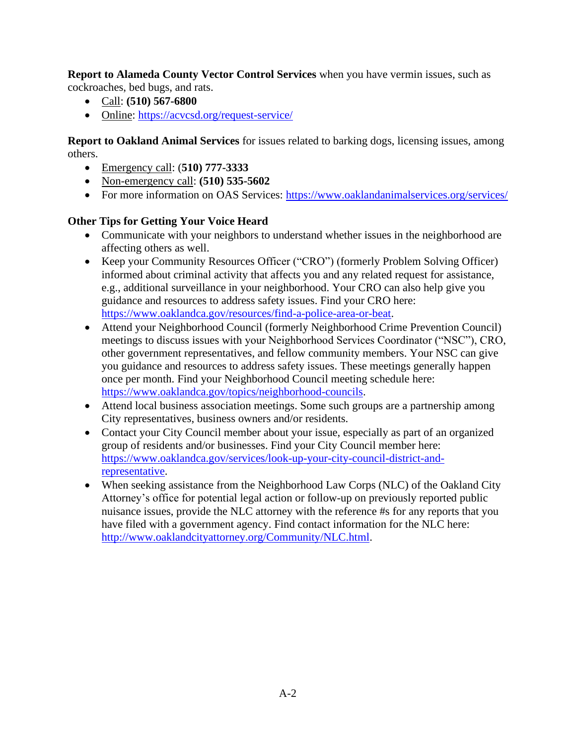**Report to Alameda County Vector Control Services** when you have vermin issues, such as cockroaches, bed bugs, and rats.

- Call: **(510) 567-6800**
- Online: https://acvcsd.org/request-service/

**Report to Oakland Animal Services** for issues related to barking dogs, licensing issues, among others.

- Emergency call: (**510) 777-3333**
- Non-emergency call: **(510) 535-5602**
- For more information on OAS Services: https://www.oaklandanimalservices.org/services/

**Other Tips for Getting Your Voice Heard**

- Communicate with your neighbors to understand whether issues in the neighborhood are affecting others as well.
- Keep your Community Resources Officer ("CRO") (formerly Problem Solving Officer) informed about criminal activity that affects you and any related request for assistance, e.g., additional surveillance in your neighborhood. Your CRO can also help give you guidance and resources to address safety issues. Find your CRO here: https://www.oaklandca.gov/resources/find-a-police-area-or-beat.
- Attend your Neighborhood Council (formerly Neighborhood Crime Prevention Council) meetings to discuss issues with your Neighborhood Services Coordinator ("NSC"), CRO, other government representatives, and fellow community members. Your NSC can give you guidance and resources to address safety issues. These meetings generally happen once per month. Find your Neighborhood Council meeting schedule here: https://www.oaklandca.gov/topics/neighborhood-councils.
- Attend local business association meetings. Some such groups are a partnership among City representatives, business owners and/or residents.
- Contact your City Council member about your issue, especially as part of an organized group of residents and/or businesses. Find your City Council member here: https://www.oaklandca.gov/services/look-up-your-city-council-district-and-representative.
- When seeking assistance from the Neighborhood Law Corps (NLC) of the Oakland City Attorney's office for potential legal action or follow-up on previously reported public nuisance issues, provide the NLC attorney with the reference #s for any reports that you have filed with a government agency. Find contact information for the NLC here: http://www.oaklandcityattorney.org/Community/NLC.html.